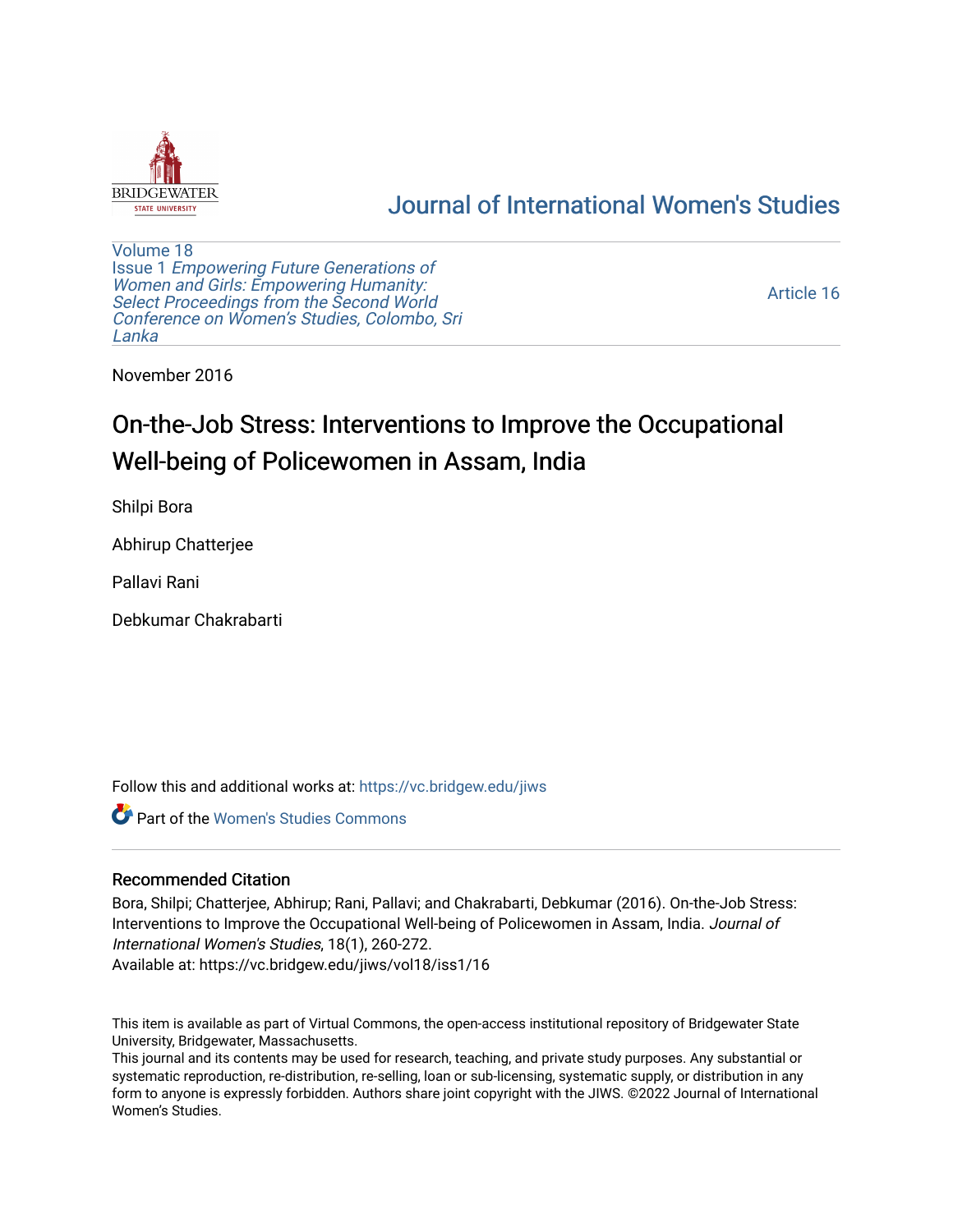# Journal of International Women's Studies

Volume 18
Issue 1 *Empowering Future Generations of Women and Girls: Empowering Humanity: Select Proceedings from the Second World Conference on Women's Studies, Colombo, Sri Lanka*

Article 16

November 2016

# On-the-Job Stress: Interventions to Improve the Occupational Well-being of Policewomen in Assam, India

Shilpi Bora

Abhirup Chatterjee

Pallavi Rani

Debkumar Chakrabarti

Follow this and additional works at: https://vc.bridgew.edu/jiws

Part of the Women's Studies Commons

## Recommended Citation

Bora, Shilpi; Chatterjee, Abhirup; Rani, Pallavi; and Chakrabarti, Debkumar (2016). On-the-Job Stress: Interventions to Improve the Occupational Well-being of Policewomen in Assam, India. *Journal of International Women's Studies*, 18(1), 260-272.
Available at: https://vc.bridgew.edu/jiws/vol18/iss1/16

This item is available as part of Virtual Commons, the open-access institutional repository of Bridgewater State University, Bridgewater, Massachusetts.
This journal and its contents may be used for research, teaching, and private study purposes. Any substantial or systematic reproduction, re-distribution, re-selling, loan or sub-licensing, systematic supply, or distribution in any form to anyone is expressly forbidden. Authors share joint copyright with the JIWS. ©2022 Journal of International Women's Studies.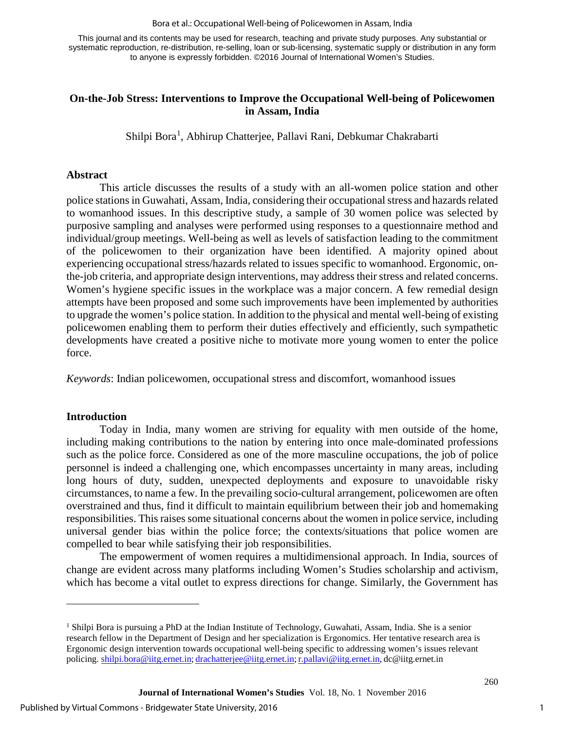# On-the-Job Stress: Interventions to Improve the Occupational Well-being of Policewomen in Assam, India

Shilpi Bora[1], Abhirup Chatterjee, Pallavi Rani, Debkumar Chakrabarti

## Abstract

This article discusses the results of a study with an all-women police station and other police stations in Guwahati, Assam, India, considering their occupational stress and hazards related to womanhood issues. In this descriptive study, a sample of 30 women police was selected by purposive sampling and analyses were performed using responses to a questionnaire method and individual/group meetings. Well-being as well as levels of satisfaction leading to the commitment of the policewomen to their organization have been identified. A majority opined about experiencing occupational stress/hazards related to issues specific to womanhood. Ergonomic, on-the-job criteria, and appropriate design interventions, may address their stress and related concerns. Women's hygiene specific issues in the workplace was a major concern. A few remedial design attempts have been proposed and some such improvements have been implemented by authorities to upgrade the women's police station. In addition to the physical and mental well-being of existing policewomen enabling them to perform their duties effectively and efficiently, such sympathetic developments have created a positive niche to motivate more young women to enter the police force.

*Keywords*: Indian policewomen, occupational stress and discomfort, womanhood issues

## Introduction

Today in India, many women are striving for equality with men outside of the home, including making contributions to the nation by entering into once male-dominated professions such as the police force. Considered as one of the more masculine occupations, the job of police personnel is indeed a challenging one, which encompasses uncertainty in many areas, including long hours of duty, sudden, unexpected deployments and exposure to unavoidable risky circumstances, to name a few. In the prevailing socio-cultural arrangement, policewomen are often overstrained and thus, find it difficult to maintain equilibrium between their job and homemaking responsibilities. This raises some situational concerns about the women in police service, including universal gender bias within the police force; the contexts/situations that police women are compelled to bear while satisfying their job responsibilities.

The empowerment of women requires a multidimensional approach. In India, sources of change are evident across many platforms including Women's Studies scholarship and activism, which has become a vital outlet to express directions for change. Similarly, the Government has

[1] Shilpi Bora is pursuing a PhD at the Indian Institute of Technology, Guwahati, Assam, India. She is a senior research fellow in the Department of Design and her specialization is Ergonomics. Her tentative research area is Ergonomic design intervention towards occupational well-being specific to addressing women's issues relevant policing. shilpi.bora@iitg.ernet.in; drachatterjee@iitg.ernet.in; r.pallavi@iitg.ernet.in, dc@iitg.ernet.in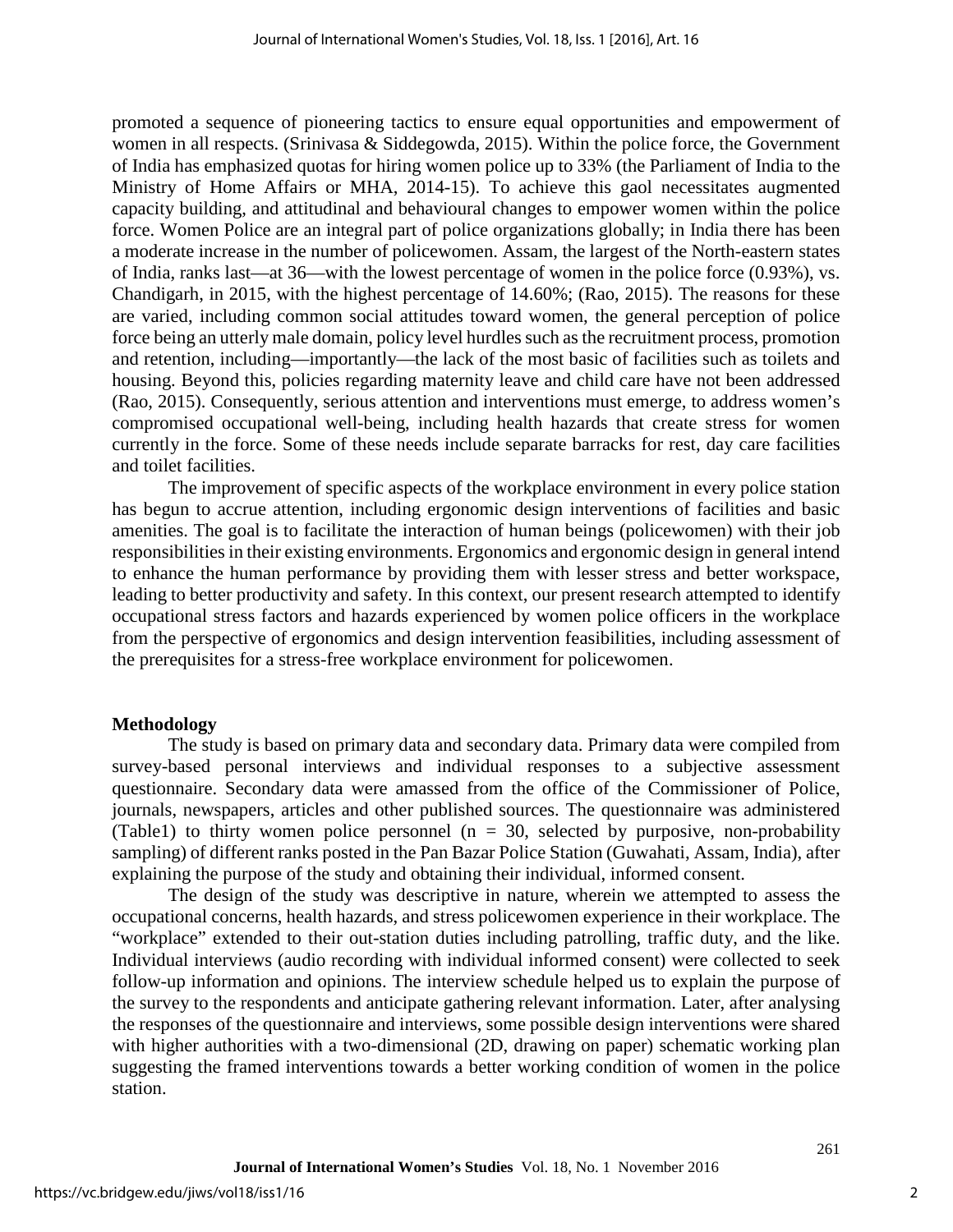promoted a sequence of pioneering tactics to ensure equal opportunities and empowerment of women in all respects. (Srinivasa & Siddegowda, 2015). Within the police force, the Government of India has emphasized quotas for hiring women police up to 33% (the Parliament of India to the Ministry of Home Affairs or MHA, 2014-15). To achieve this gaol necessitates augmented capacity building, and attitudinal and behavioural changes to empower women within the police force. Women Police are an integral part of police organizations globally; in India there has been a moderate increase in the number of policewomen. Assam, the largest of the North-eastern states of India, ranks last—at 36—with the lowest percentage of women in the police force (0.93%), vs. Chandigarh, in 2015, with the highest percentage of 14.60%; (Rao, 2015). The reasons for these are varied, including common social attitudes toward women, the general perception of police force being an utterly male domain, policy level hurdles such as the recruitment process, promotion and retention, including—importantly—the lack of the most basic of facilities such as toilets and housing. Beyond this, policies regarding maternity leave and child care have not been addressed (Rao, 2015). Consequently, serious attention and interventions must emerge, to address women's compromised occupational well-being, including health hazards that create stress for women currently in the force. Some of these needs include separate barracks for rest, day care facilities and toilet facilities.

The improvement of specific aspects of the workplace environment in every police station has begun to accrue attention, including ergonomic design interventions of facilities and basic amenities. The goal is to facilitate the interaction of human beings (policewomen) with their job responsibilities in their existing environments. Ergonomics and ergonomic design in general intend to enhance the human performance by providing them with lesser stress and better workspace, leading to better productivity and safety. In this context, our present research attempted to identify occupational stress factors and hazards experienced by women police officers in the workplace from the perspective of ergonomics and design intervention feasibilities, including assessment of the prerequisites for a stress-free workplace environment for policewomen.

## Methodology

The study is based on primary data and secondary data. Primary data were compiled from survey-based personal interviews and individual responses to a subjective assessment questionnaire. Secondary data were amassed from the office of the Commissioner of Police, journals, newspapers, articles and other published sources. The questionnaire was administered (Table1) to thirty women police personnel (n = 30, selected by purposive, non-probability sampling) of different ranks posted in the Pan Bazar Police Station (Guwahati, Assam, India), after explaining the purpose of the study and obtaining their individual, informed consent.

The design of the study was descriptive in nature, wherein we attempted to assess the occupational concerns, health hazards, and stress policewomen experience in their workplace. The "workplace" extended to their out-station duties including patrolling, traffic duty, and the like. Individual interviews (audio recording with individual informed consent) were collected to seek follow-up information and opinions. The interview schedule helped us to explain the purpose of the survey to the respondents and anticipate gathering relevant information. Later, after analysing the responses of the questionnaire and interviews, some possible design interventions were shared with higher authorities with a two-dimensional (2D, drawing on paper) schematic working plan suggesting the framed interventions towards a better working condition of women in the police station.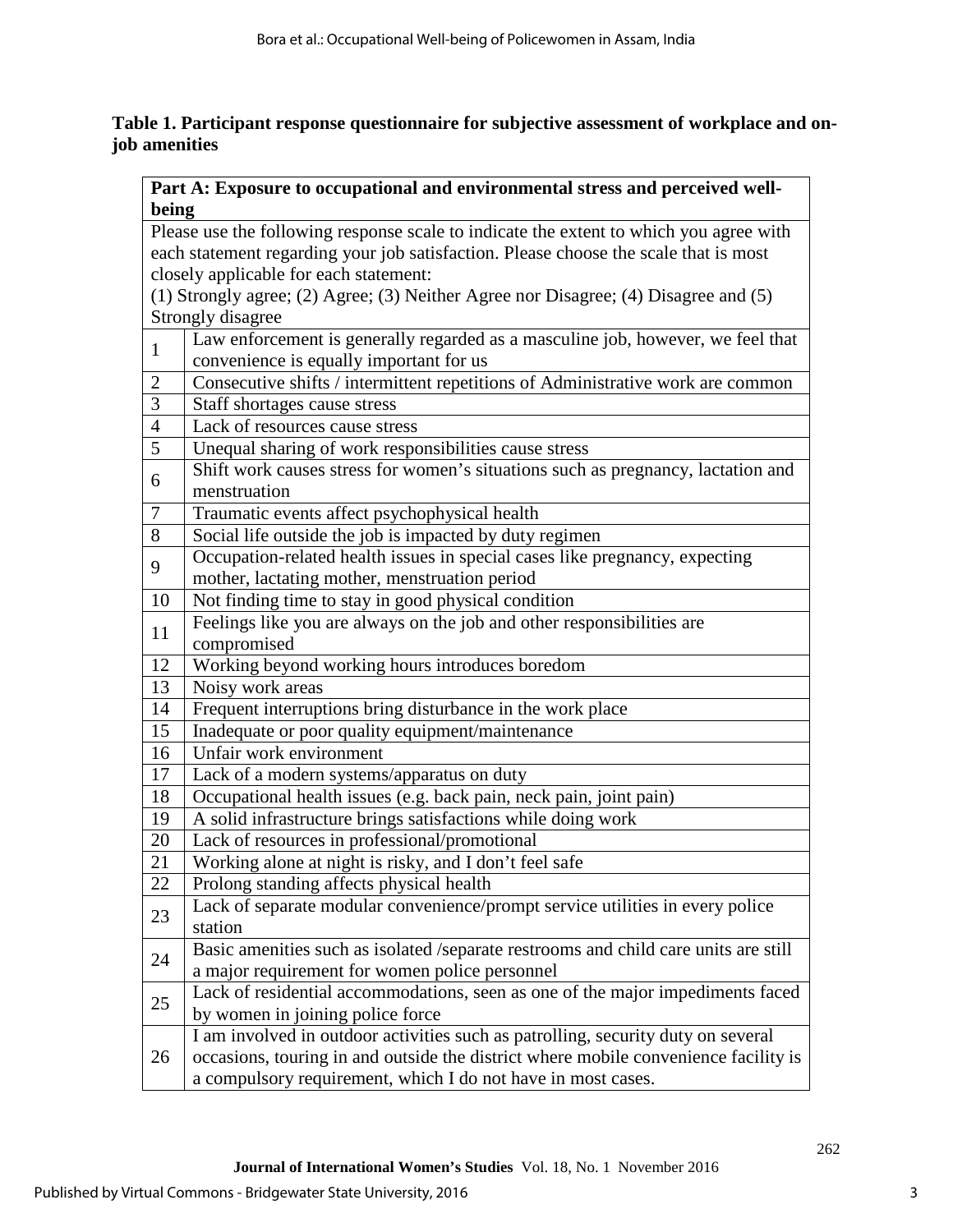**Table 1. Participant response questionnaire for subjective assessment of workplace and on-job amenities**

| **Part A: Exposure to occupational and environmental stress and perceived well-being** | |
|---|---|
| Please use the following response scale to indicate the extent to which you agree with each statement regarding your job satisfaction. Please choose the scale that is most closely applicable for each statement: (1) Strongly agree; (2) Agree; (3) Neither Agree nor Disagree; (4) Disagree and (5) Strongly disagree | |
| 1 | Law enforcement is generally regarded as a masculine job, however, we feel that convenience is equally important for us |
| 2 | Consecutive shifts / intermittent repetitions of Administrative work are common |
| 3 | Staff shortages cause stress |
| 4 | Lack of resources cause stress |
| 5 | Unequal sharing of work responsibilities cause stress |
| 6 | Shift work causes stress for women's situations such as pregnancy, lactation and menstruation |
| 7 | Traumatic events affect psychophysical health |
| 8 | Social life outside the job is impacted by duty regimen |
| 9 | Occupation-related health issues in special cases like pregnancy, expecting mother, lactating mother, menstruation period |
| 10 | Not finding time to stay in good physical condition |
| 11 | Feelings like you are always on the job and other responsibilities are compromised |
| 12 | Working beyond working hours introduces boredom |
| 13 | Noisy work areas |
| 14 | Frequent interruptions bring disturbance in the work place |
| 15 | Inadequate or poor quality equipment/maintenance |
| 16 | Unfair work environment |
| 17 | Lack of a modern systems/apparatus on duty |
| 18 | Occupational health issues (e.g. back pain, neck pain, joint pain) |
| 19 | A solid infrastructure brings satisfactions while doing work |
| 20 | Lack of resources in professional/promotional |
| 21 | Working alone at night is risky, and I don't feel safe |
| 22 | Prolong standing affects physical health |
| 23 | Lack of separate modular convenience/prompt service utilities in every police station |
| 24 | Basic amenities such as isolated /separate restrooms and child care units are still a major requirement for women police personnel |
| 25 | Lack of residential accommodations, seen as one of the major impediments faced by women in joining police force |
| 26 | I am involved in outdoor activities such as patrolling, security duty on several occasions, touring in and outside the district where mobile convenience facility is a compulsory requirement, which I do not have in most cases. |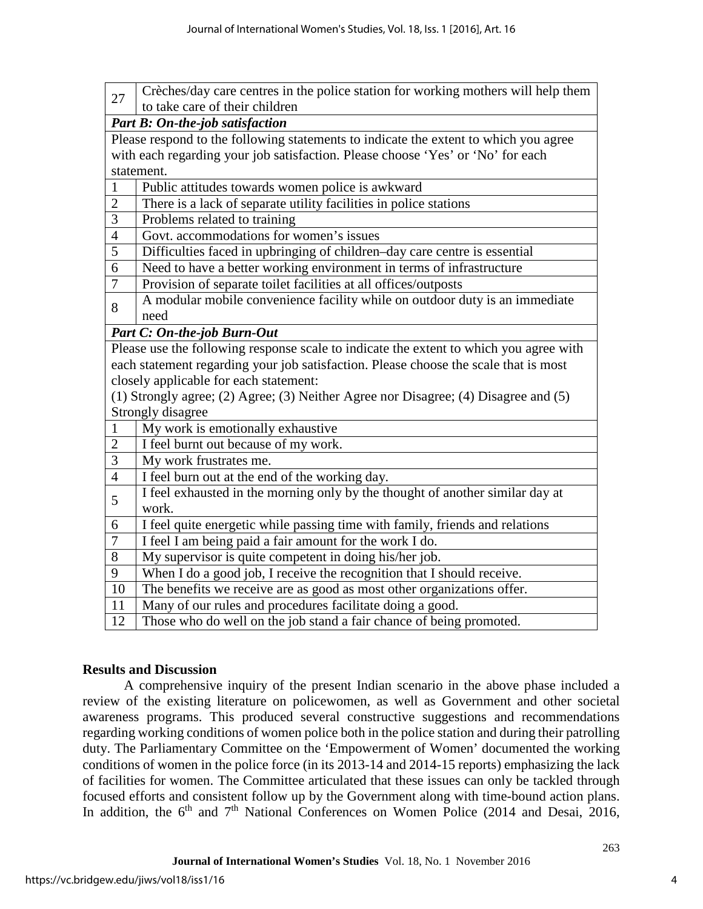| | |
|---|---|
| 27 | Crèches/day care centres in the police station for working mothers will help them to take care of their children |
| ***Part B: On-the-job satisfaction*** | |
| Please respond to the following statements to indicate the extent to which you agree with each regarding your job satisfaction. Please choose 'Yes' or 'No' for each statement. | |
| 1 | Public attitudes towards women police is awkward |
| 2 | There is a lack of separate utility facilities in police stations |
| 3 | Problems related to training |
| 4 | Govt. accommodations for women's issues |
| 5 | Difficulties faced in upbringing of children–day care centre is essential |
| 6 | Need to have a better working environment in terms of infrastructure |
| 7 | Provision of separate toilet facilities at all offices/outposts |
| 8 | A modular mobile convenience facility while on outdoor duty is an immediate need |
| ***Part C: On-the-job Burn-Out*** | |
| Please use the following response scale to indicate the extent to which you agree with each statement regarding your job satisfaction. Please choose the scale that is most closely applicable for each statement: (1) Strongly agree; (2) Agree; (3) Neither Agree nor Disagree; (4) Disagree and (5) Strongly disagree | |
| 1 | My work is emotionally exhaustive |
| 2 | I feel burnt out because of my work. |
| 3 | My work frustrates me. |
| 4 | I feel burn out at the end of the working day. |
| 5 | I feel exhausted in the morning only by the thought of another similar day at work. |
| 6 | I feel quite energetic while passing time with family, friends and relations |
| 7 | I feel I am being paid a fair amount for the work I do. |
| 8 | My supervisor is quite competent in doing his/her job. |
| 9 | When I do a good job, I receive the recognition that I should receive. |
| 10 | The benefits we receive are as good as most other organizations offer. |
| 11 | Many of our rules and procedures facilitate doing a good. |
| 12 | Those who do well on the job stand a fair chance of being promoted. |

## Results and Discussion

A comprehensive inquiry of the present Indian scenario in the above phase included a review of the existing literature on policewomen, as well as Government and other societal awareness programs. This produced several constructive suggestions and recommendations regarding working conditions of women police both in the police station and during their patrolling duty. The Parliamentary Committee on the 'Empowerment of Women' documented the working conditions of women in the police force (in its 2013-14 and 2014-15 reports) emphasizing the lack of facilities for women. The Committee articulated that these issues can only be tackled through focused efforts and consistent follow up by the Government along with time-bound action plans. In addition, the 6th and 7th National Conferences on Women Police (2014 and Desai, 2016,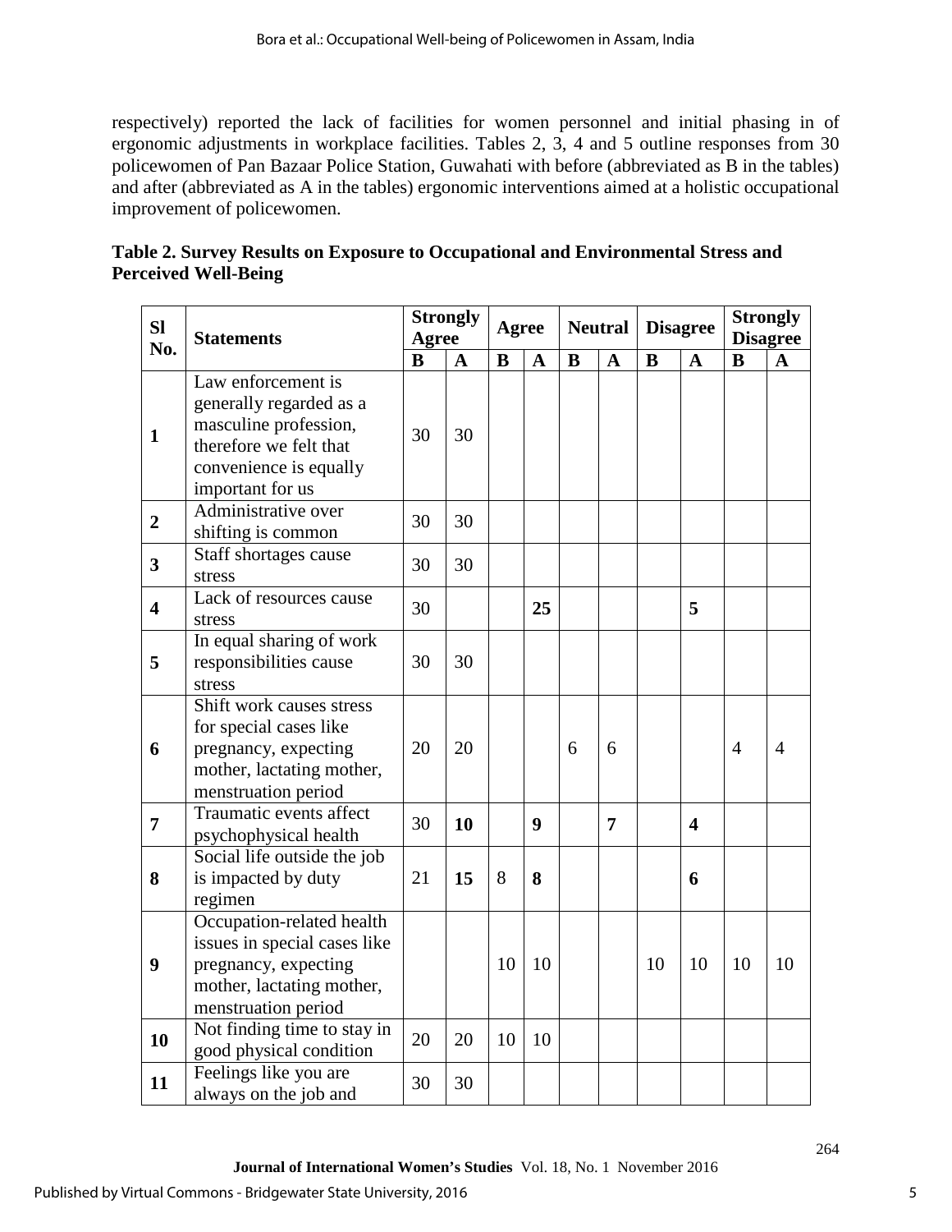respectively) reported the lack of facilities for women personnel and initial phasing in of ergonomic adjustments in workplace facilities. Tables 2, 3, 4 and 5 outline responses from 30 policewomen of Pan Bazaar Police Station, Guwahati with before (abbreviated as B in the tables) and after (abbreviated as A in the tables) ergonomic interventions aimed at a holistic occupational improvement of policewomen.

**Table 2. Survey Results on Exposure to Occupational and Environmental Stress and Perceived Well-Being**

| Sl No. | Statements | Strongly Agree | | Agree | | Neutral | | Disagree | | Strongly Disagree | |
|---|---|---|---|---|---|---|---|---|---|---|---|
| | | B | A | B | A | B | A | B | A | B | A |
| **1** | Law enforcement is generally regarded as a masculine profession, therefore we felt that convenience is equally important for us | 30 | 30 | | | | | | | | |
| **2** | Administrative over shifting is common | 30 | 30 | | | | | | | | |
| **3** | Staff shortages cause stress | 30 | 30 | | | | | | | | |
| **4** | Lack of resources cause stress | 30 | | | **25** | | | | **5** | | |
| **5** | In equal sharing of work responsibilities cause stress | 30 | 30 | | | | | | | | |
| **6** | Shift work causes stress for special cases like pregnancy, expecting mother, lactating mother, menstruation period | 20 | 20 | | | 6 | 6 | | | 4 | 4 |
| **7** | Traumatic events affect psychophysical health | 30 | **10** | | **9** | | **7** | | **4** | | |
| **8** | Social life outside the job is impacted by duty regimen | 21 | **15** | 8 | **8** | | | | **6** | | |
| **9** | Occupation-related health issues in special cases like pregnancy, expecting mother, lactating mother, menstruation period | | | 10 | 10 | | | 10 | 10 | 10 | 10 |
| **10** | Not finding time to stay in good physical condition | 20 | 20 | 10 | 10 | | | | | | |
| **11** | Feelings like you are always on the job and | 30 | 30 | | | | | | | | |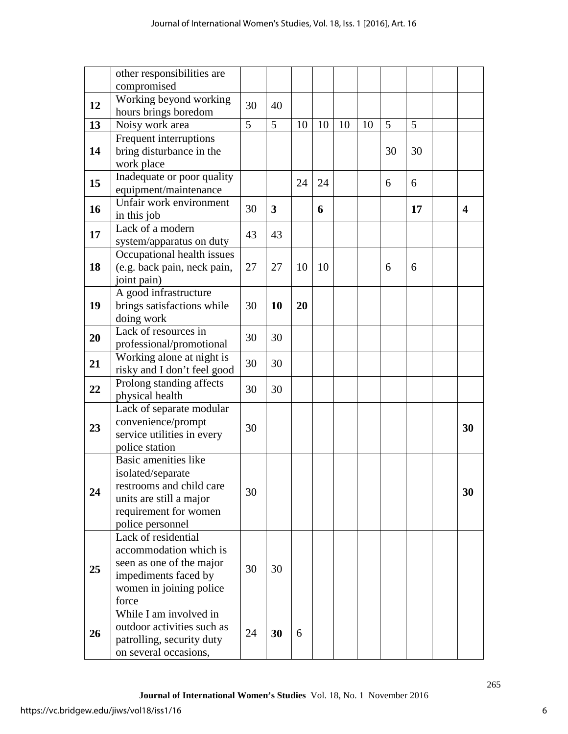| | | | | | | | | | | | |
|---|---|---|---|---|---|---|---|---|---|---|---|
| | other responsibilities are compromised | | | | | | | | | | |
| **12** | Working beyond working hours brings boredom | 30 | 40 | | | | | | | | |
| **13** | Noisy work area | 5 | 5 | 10 | 10 | 10 | 10 | 5 | 5 | | |
| **14** | Frequent interruptions bring disturbance in the work place | | | | | | | 30 | 30 | | |
| **15** | Inadequate or poor quality equipment/maintenance | | | 24 | 24 | | | 6 | 6 | | |
| **16** | Unfair work environment in this job | 30 | **3** | | **6** | | | | **17** | | **4** |
| **17** | Lack of a modern system/apparatus on duty | 43 | 43 | | | | | | | | |
| **18** | Occupational health issues (e.g. back pain, neck pain, joint pain) | 27 | 27 | 10 | 10 | | | 6 | 6 | | |
| **19** | A good infrastructure brings satisfactions while doing work | 30 | **10** | **20** | | | | | | | |
| **20** | Lack of resources in professional/promotional | 30 | 30 | | | | | | | | |
| **21** | Working alone at night is risky and I don't feel good | 30 | 30 | | | | | | | | |
| **22** | Prolong standing affects physical health | 30 | 30 | | | | | | | | |
| **23** | Lack of separate modular convenience/prompt service utilities in every police station | 30 | | | | | | | | | **30** |
| **24** | Basic amenities like isolated/separate restrooms and child care units are still a major requirement for women police personnel | 30 | | | | | | | | | **30** |
| **25** | Lack of residential accommodation which is seen as one of the major impediments faced by women in joining police force | 30 | 30 | | | | | | | | |
| **26** | While I am involved in outdoor activities such as patrolling, security duty on several occasions, | 24 | **30** | 6 | | | | | | | |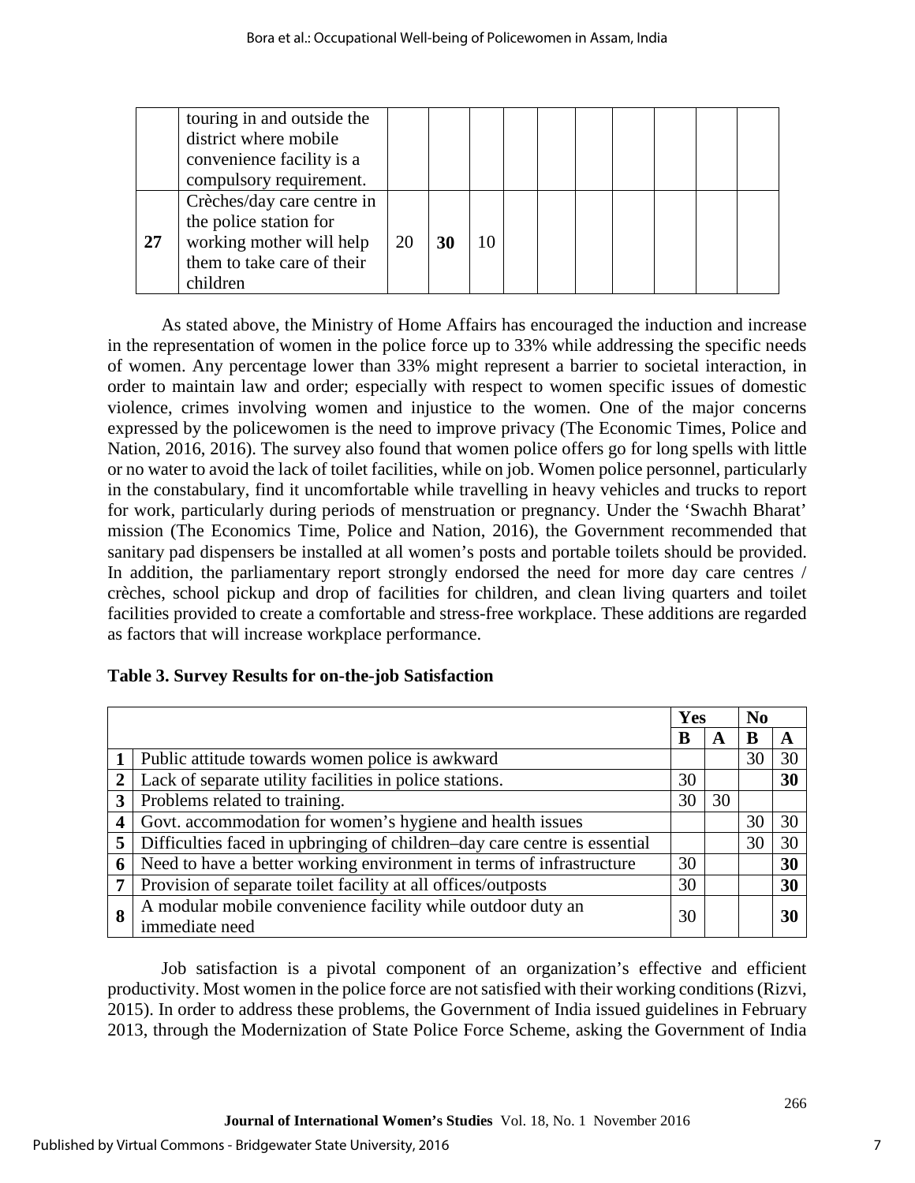|  |  |  |  |  |  |  |  |  |  |  |  |
|---|---|---|---|---|---|---|---|---|---|---|---|
|  | touring in and outside the district where mobile convenience facility is a compulsory requirement. |  |  |  |  |  |  |  |  |  |  |
| **27** | Crèches/day care centre in the police station for working mother will help them to take care of their children | 20 | **30** | 10 |  |  |  |  |  |  |  |

As stated above, the Ministry of Home Affairs has encouraged the induction and increase in the representation of women in the police force up to 33% while addressing the specific needs of women. Any percentage lower than 33% might represent a barrier to societal interaction, in order to maintain law and order; especially with respect to women specific issues of domestic violence, crimes involving women and injustice to the women. One of the major concerns expressed by the policewomen is the need to improve privacy (The Economic Times, Police and Nation, 2016, 2016). The survey also found that women police offers go for long spells with little or no water to avoid the lack of toilet facilities, while on job. Women police personnel, particularly in the constabulary, find it uncomfortable while travelling in heavy vehicles and trucks to report for work, particularly during periods of menstruation or pregnancy. Under the 'Swachh Bharat' mission (The Economics Time, Police and Nation, 2016), the Government recommended that sanitary pad dispensers be installed at all women's posts and portable toilets should be provided. In addition, the parliamentary report strongly endorsed the need for more day care centres / crèches, school pickup and drop of facilities for children, and clean living quarters and toilet facilities provided to create a comfortable and stress-free workplace. These additions are regarded as factors that will increase workplace performance.

**Table 3. Survey Results for on-the-job Satisfaction**

|  |  | **Yes** |  | **No** |  |
|---|---|---|---|---|---|
|  |  | **B** | **A** | **B** | **A** |
| **1** | Public attitude towards women police is awkward |  |  | 30 | 30 |
| **2** | Lack of separate utility facilities in police stations. | 30 |  |  | **30** |
| **3** | Problems related to training. | 30 | 30 |  |  |
| **4** | Govt. accommodation for women's hygiene and health issues |  |  | 30 | 30 |
| **5** | Difficulties faced in upbringing of children–day care centre is essential |  |  | 30 | 30 |
| **6** | Need to have a better working environment in terms of infrastructure | 30 |  |  | **30** |
| **7** | Provision of separate toilet facility at all offices/outposts | 30 |  |  | **30** |
| **8** | A modular mobile convenience facility while outdoor duty an immediate need | 30 |  |  | **30** |

Job satisfaction is a pivotal component of an organization's effective and efficient productivity. Most women in the police force are not satisfied with their working conditions (Rizvi, 2015). In order to address these problems, the Government of India issued guidelines in February 2013, through the Modernization of State Police Force Scheme, asking the Government of India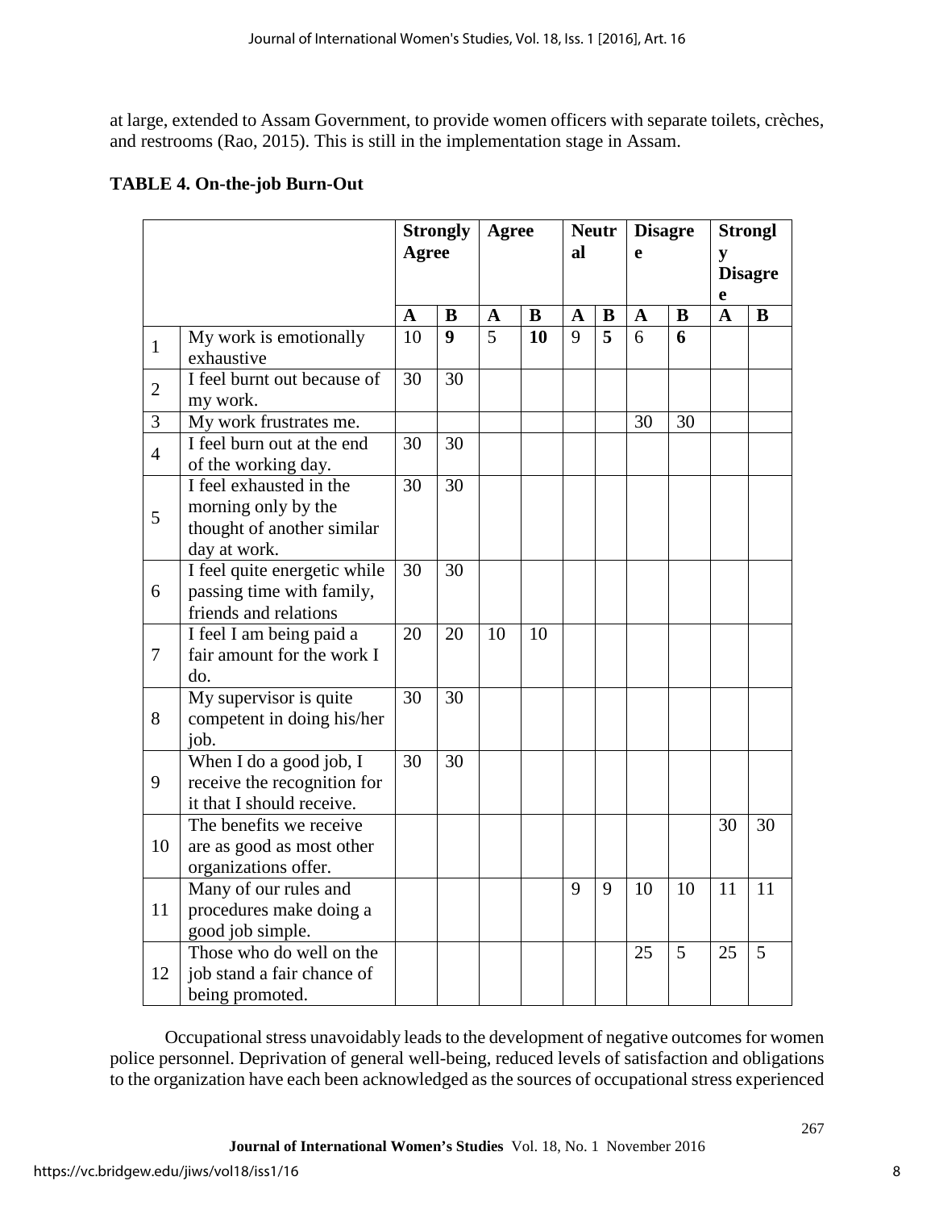at large, extended to Assam Government, to provide women officers with separate toilets, crèches, and restrooms (Rao, 2015). This is still in the implementation stage in Assam.

**TABLE 4. On-the-job Burn-Out**

| | | **Strongly Agree** | | **Agree** | | **Neutral** | | **Disagree** | | **Strongly Disagree** | |
|---|---|---|---|---|---|---|---|---|---|---|---|
| | | **A** | **B** | **A** | **B** | **A** | **B** | **A** | **B** | **A** | **B** |
| 1 | My work is emotionally exhaustive | 10 | **9** | 5 | **10** | 9 | **5** | 6 | **6** | | |
| 2 | I feel burnt out because of my work. | 30 | 30 | | | | | | | | |
| 3 | My work frustrates me. | | | | | | | 30 | 30 | | |
| 4 | I feel burn out at the end of the working day. | 30 | 30 | | | | | | | | |
| 5 | I feel exhausted in the morning only by the thought of another similar day at work. | 30 | 30 | | | | | | | | |
| 6 | I feel quite energetic while passing time with family, friends and relations | 30 | 30 | | | | | | | | |
| 7 | I feel I am being paid a fair amount for the work I do. | 20 | 20 | 10 | 10 | | | | | | |
| 8 | My supervisor is quite competent in doing his/her job. | 30 | 30 | | | | | | | | |
| 9 | When I do a good job, I receive the recognition for it that I should receive. | 30 | 30 | | | | | | | | |
| 10 | The benefits we receive are as good as most other organizations offer. | | | | | | | | | 30 | 30 |
| 11 | Many of our rules and procedures make doing a good job simple. | | | | | 9 | 9 | 10 | 10 | 11 | 11 |
| 12 | Those who do well on the job stand a fair chance of being promoted. | | | | | | | 25 | 5 | 25 | 5 |

Occupational stress unavoidably leads to the development of negative outcomes for women police personnel. Deprivation of general well-being, reduced levels of satisfaction and obligations to the organization have each been acknowledged as the sources of occupational stress experienced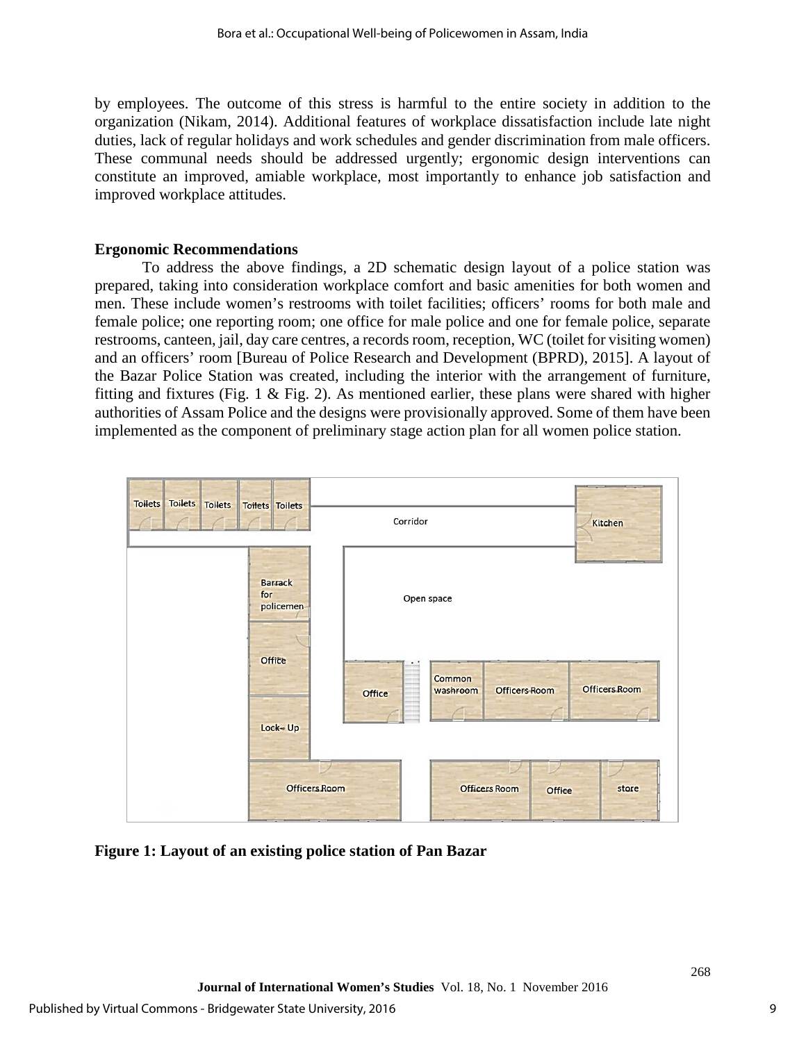by employees. The outcome of this stress is harmful to the entire society in addition to the organization (Nikam, 2014). Additional features of workplace dissatisfaction include late night duties, lack of regular holidays and work schedules and gender discrimination from male officers. These communal needs should be addressed urgently; ergonomic design interventions can constitute an improved, amiable workplace, most importantly to enhance job satisfaction and improved workplace attitudes.

## Ergonomic Recommendations

To address the above findings, a 2D schematic design layout of a police station was prepared, taking into consideration workplace comfort and basic amenities for both women and men. These include women's restrooms with toilet facilities; officers' rooms for both male and female police; one reporting room; one office for male police and one for female police, separate restrooms, canteen, jail, day care centres, a records room, reception, WC (toilet for visiting women) and an officers' room [Bureau of Police Research and Development (BPRD), 2015]. A layout of the Bazar Police Station was created, including the interior with the arrangement of furniture, fitting and fixtures (Fig. 1 & Fig. 2). As mentioned earlier, these plans were shared with higher authorities of Assam Police and the designs were provisionally approved. Some of them have been implemented as the component of preliminary stage action plan for all women police station.

**Figure 1: Layout of an existing police station of Pan Bazar**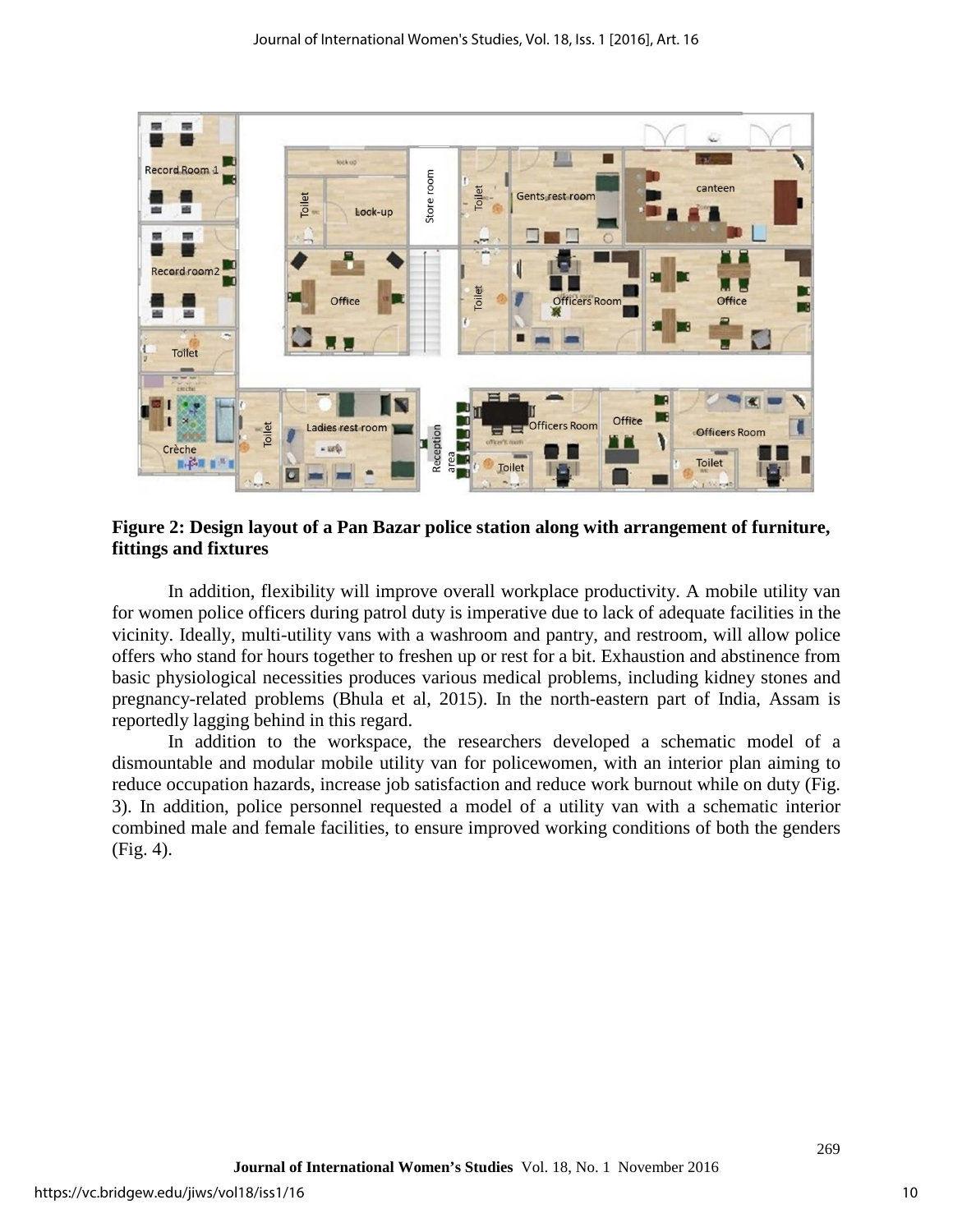**Figure 2: Design layout of a Pan Bazar police station along with arrangement of furniture, fittings and fixtures**

In addition, flexibility will improve overall workplace productivity. A mobile utility van for women police officers during patrol duty is imperative due to lack of adequate facilities in the vicinity. Ideally, multi-utility vans with a washroom and pantry, and restroom, will allow police offers who stand for hours together to freshen up or rest for a bit. Exhaustion and abstinence from basic physiological necessities produces various medical problems, including kidney stones and pregnancy-related problems (Bhula et al, 2015). In the north-eastern part of India, Assam is reportedly lagging behind in this regard.

In addition to the workspace, the researchers developed a schematic model of a dismountable and modular mobile utility van for policewomen, with an interior plan aiming to reduce occupation hazards, increase job satisfaction and reduce work burnout while on duty (Fig. 3). In addition, police personnel requested a model of a utility van with a schematic interior combined male and female facilities, to ensure improved working conditions of both the genders (Fig. 4).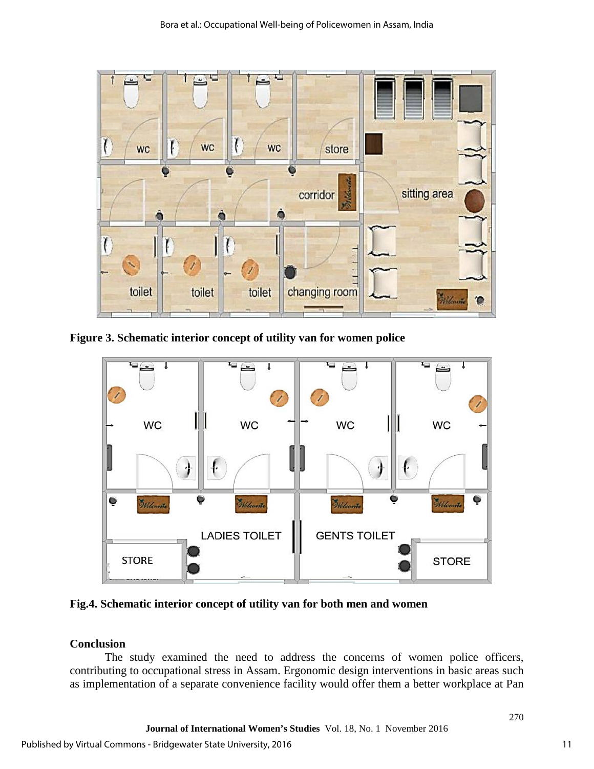Figure 3. Schematic interior concept of utility van for women police

Fig.4. Schematic interior concept of utility van for both men and women

**Conclusion**

The study examined the need to address the concerns of women police officers, contributing to occupational stress in Assam. Ergonomic design interventions in basic areas such as implementation of a separate convenience facility would offer them a better workplace at Pan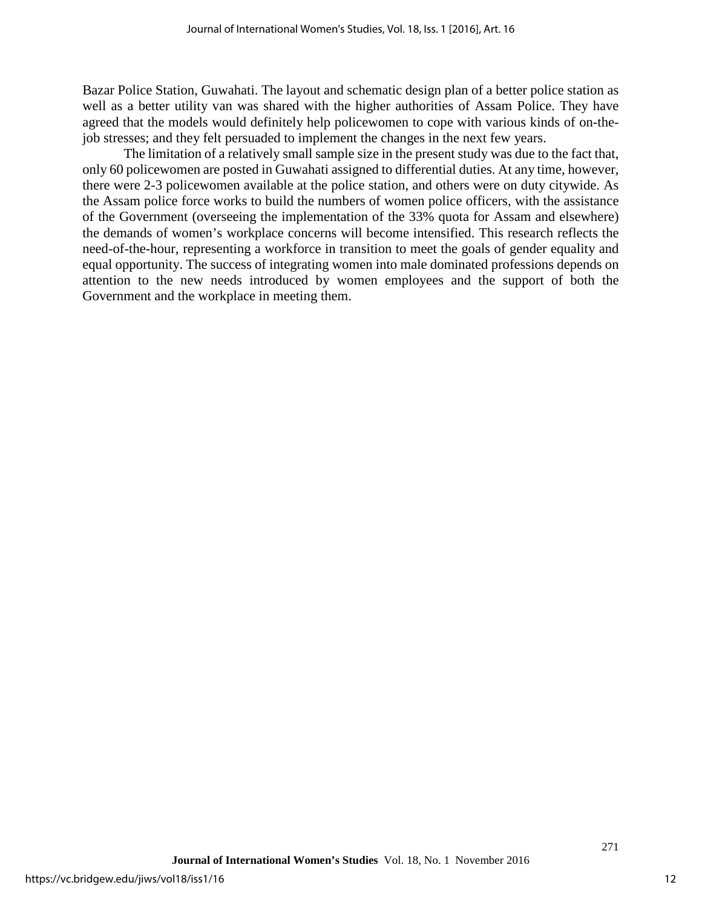Bazar Police Station, Guwahati. The layout and schematic design plan of a better police station as well as a better utility van was shared with the higher authorities of Assam Police. They have agreed that the models would definitely help policewomen to cope with various kinds of on-the-job stresses; and they felt persuaded to implement the changes in the next few years.

The limitation of a relatively small sample size in the present study was due to the fact that, only 60 policewomen are posted in Guwahati assigned to differential duties. At any time, however, there were 2-3 policewomen available at the police station, and others were on duty citywide. As the Assam police force works to build the numbers of women police officers, with the assistance of the Government (overseeing the implementation of the 33% quota for Assam and elsewhere) the demands of women's workplace concerns will become intensified. This research reflects the need-of-the-hour, representing a workforce in transition to meet the goals of gender equality and equal opportunity. The success of integrating women into male dominated professions depends on attention to the new needs introduced by women employees and the support of both the Government and the workplace in meeting them.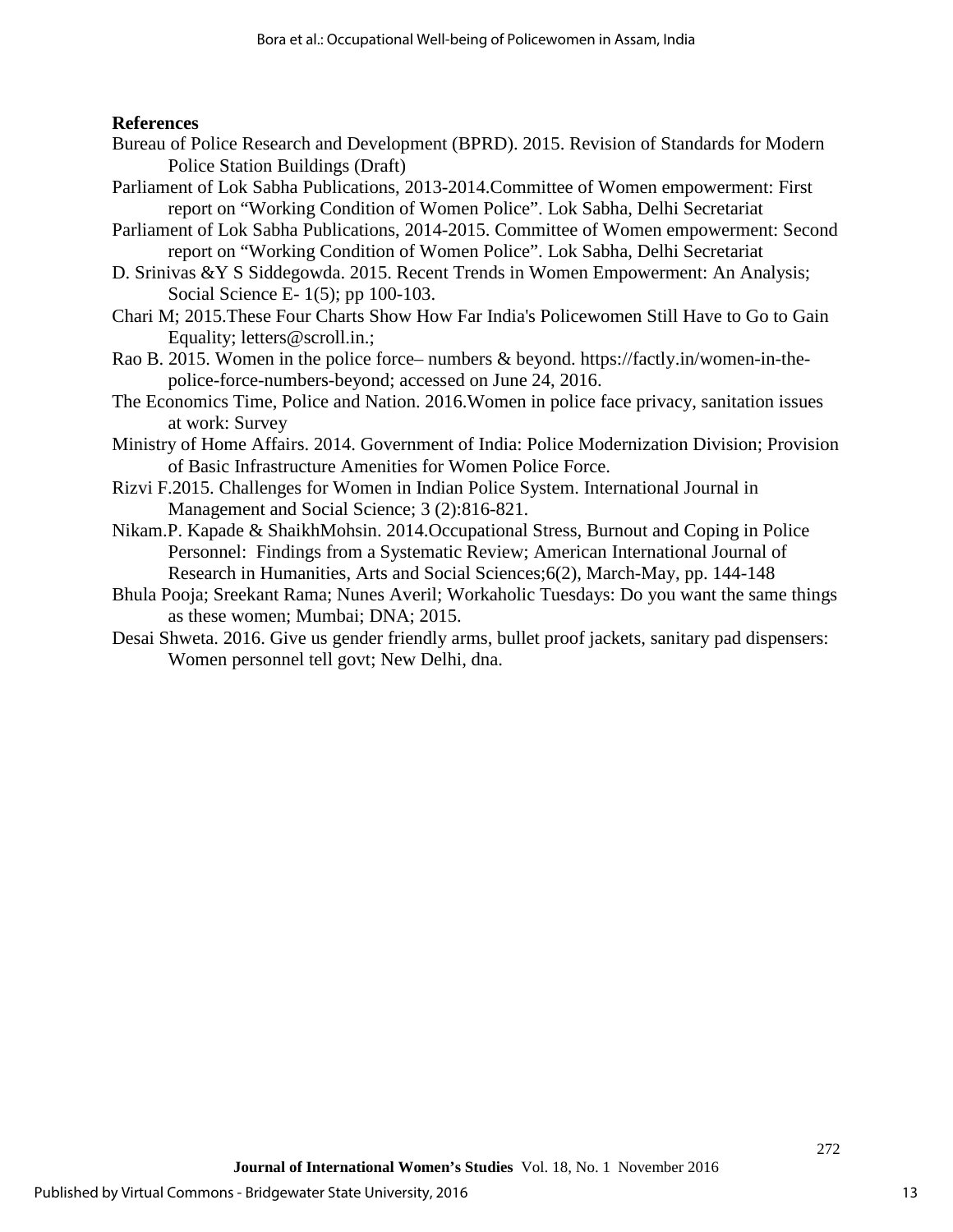**References**

Bureau of Police Research and Development (BPRD). 2015. Revision of Standards for Modern Police Station Buildings (Draft)

Parliament of Lok Sabha Publications, 2013-2014.Committee of Women empowerment: First report on "Working Condition of Women Police". Lok Sabha, Delhi Secretariat

Parliament of Lok Sabha Publications, 2014-2015. Committee of Women empowerment: Second report on "Working Condition of Women Police". Lok Sabha, Delhi Secretariat

D. Srinivas &Y S Siddegowda. 2015. Recent Trends in Women Empowerment: An Analysis; Social Science E- 1(5); pp 100-103.

Chari M; 2015.These Four Charts Show How Far India's Policewomen Still Have to Go to Gain Equality; letters@scroll.in.;

Rao B. 2015. Women in the police force– numbers & beyond. https://factly.in/women-in-the-police-force-numbers-beyond; accessed on June 24, 2016.

The Economics Time, Police and Nation. 2016.Women in police face privacy, sanitation issues at work: Survey

Ministry of Home Affairs. 2014. Government of India: Police Modernization Division; Provision of Basic Infrastructure Amenities for Women Police Force.

Rizvi F.2015. Challenges for Women in Indian Police System. International Journal in Management and Social Science; 3 (2):816-821.

Nikam.P. Kapade & ShaikhMohsin. 2014.Occupational Stress, Burnout and Coping in Police Personnel: Findings from a Systematic Review; American International Journal of Research in Humanities, Arts and Social Sciences;6(2), March-May, pp. 144-148

Bhula Pooja; Sreekant Rama; Nunes Averil; Workaholic Tuesdays: Do you want the same things as these women; Mumbai; DNA; 2015.

Desai Shweta. 2016. Give us gender friendly arms, bullet proof jackets, sanitary pad dispensers: Women personnel tell govt; New Delhi, dna.